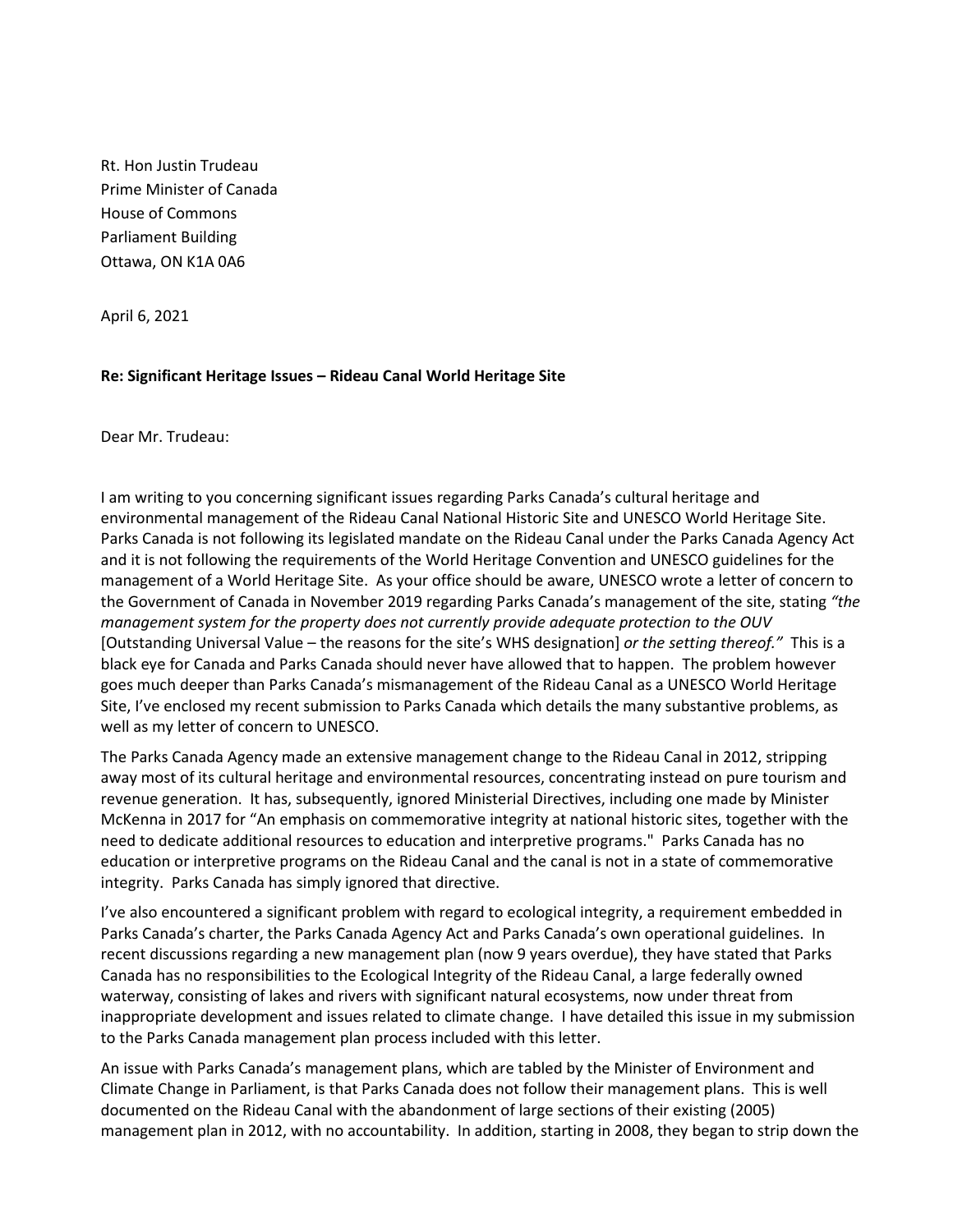Rt. Hon Justin Trudeau
Prime Minister of Canada
House of Commons
Parliament Building
Ottawa, ON K1A 0A6

April 6, 2021

**Re: Significant Heritage Issues – Rideau Canal World Heritage Site**

Dear Mr. Trudeau:

I am writing to you concerning significant issues regarding Parks Canada's cultural heritage and environmental management of the Rideau Canal National Historic Site and UNESCO World Heritage Site. Parks Canada is not following its legislated mandate on the Rideau Canal under the Parks Canada Agency Act and it is not following the requirements of the World Heritage Convention and UNESCO guidelines for the management of a World Heritage Site. As your office should be aware, UNESCO wrote a letter of concern to the Government of Canada in November 2019 regarding Parks Canada's management of the site, stating *"the management system for the property does not currently provide adequate protection to the OUV* [Outstanding Universal Value – the reasons for the site's WHS designation] *or the setting thereof."* This is a black eye for Canada and Parks Canada should never have allowed that to happen. The problem however goes much deeper than Parks Canada's mismanagement of the Rideau Canal as a UNESCO World Heritage Site, I've enclosed my recent submission to Parks Canada which details the many substantive problems, as well as my letter of concern to UNESCO.

The Parks Canada Agency made an extensive management change to the Rideau Canal in 2012, stripping away most of its cultural heritage and environmental resources, concentrating instead on pure tourism and revenue generation. It has, subsequently, ignored Ministerial Directives, including one made by Minister McKenna in 2017 for "An emphasis on commemorative integrity at national historic sites, together with the need to dedicate additional resources to education and interpretive programs." Parks Canada has no education or interpretive programs on the Rideau Canal and the canal is not in a state of commemorative integrity. Parks Canada has simply ignored that directive.

I've also encountered a significant problem with regard to ecological integrity, a requirement embedded in Parks Canada's charter, the Parks Canada Agency Act and Parks Canada's own operational guidelines. In recent discussions regarding a new management plan (now 9 years overdue), they have stated that Parks Canada has no responsibilities to the Ecological Integrity of the Rideau Canal, a large federally owned waterway, consisting of lakes and rivers with significant natural ecosystems, now under threat from inappropriate development and issues related to climate change. I have detailed this issue in my submission to the Parks Canada management plan process included with this letter.

An issue with Parks Canada's management plans, which are tabled by the Minister of Environment and Climate Change in Parliament, is that Parks Canada does not follow their management plans. This is well documented on the Rideau Canal with the abandonment of large sections of their existing (2005) management plan in 2012, with no accountability. In addition, starting in 2008, they began to strip down the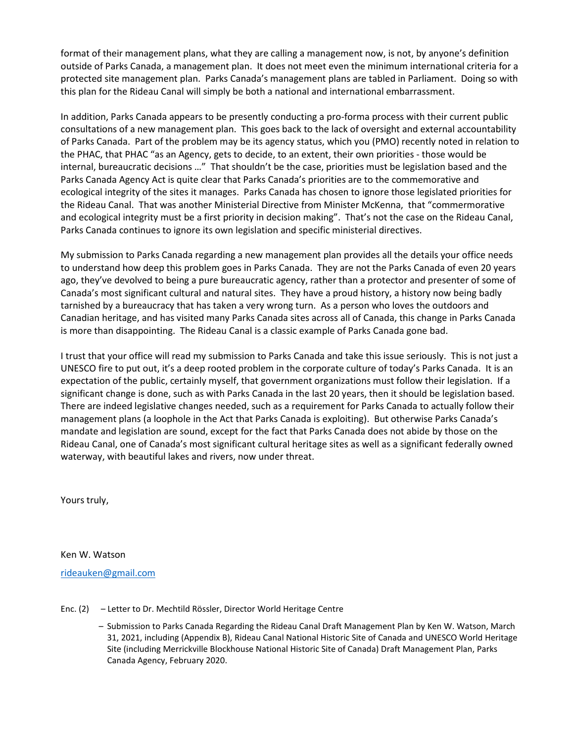format of their management plans, what they are calling a management now, is not, by anyone's definition outside of Parks Canada, a management plan. It does not meet even the minimum international criteria for a protected site management plan. Parks Canada's management plans are tabled in Parliament. Doing so with this plan for the Rideau Canal will simply be both a national and international embarrassment.

In addition, Parks Canada appears to be presently conducting a pro-forma process with their current public consultations of a new management plan. This goes back to the lack of oversight and external accountability of Parks Canada. Part of the problem may be its agency status, which you (PMO) recently noted in relation to the PHAC, that PHAC "as an Agency, gets to decide, to an extent, their own priorities - those would be internal, bureaucratic decisions …" That shouldn't be the case, priorities must be legislation based and the Parks Canada Agency Act is quite clear that Parks Canada's priorities are to the commemorative and ecological integrity of the sites it manages. Parks Canada has chosen to ignore those legislated priorities for the Rideau Canal. That was another Ministerial Directive from Minister McKenna, that "commermorative and ecological integrity must be a first priority in decision making". That's not the case on the Rideau Canal, Parks Canada continues to ignore its own legislation and specific ministerial directives.

My submission to Parks Canada regarding a new management plan provides all the details your office needs to understand how deep this problem goes in Parks Canada. They are not the Parks Canada of even 20 years ago, they've devolved to being a pure bureaucratic agency, rather than a protector and presenter of some of Canada's most significant cultural and natural sites. They have a proud history, a history now being badly tarnished by a bureaucracy that has taken a very wrong turn. As a person who loves the outdoors and Canadian heritage, and has visited many Parks Canada sites across all of Canada, this change in Parks Canada is more than disappointing. The Rideau Canal is a classic example of Parks Canada gone bad.

I trust that your office will read my submission to Parks Canada and take this issue seriously. This is not just a UNESCO fire to put out, it's a deep rooted problem in the corporate culture of today's Parks Canada. It is an expectation of the public, certainly myself, that government organizations must follow their legislation. If a significant change is done, such as with Parks Canada in the last 20 years, then it should be legislation based. There are indeed legislative changes needed, such as a requirement for Parks Canada to actually follow their management plans (a loophole in the Act that Parks Canada is exploiting). But otherwise Parks Canada's mandate and legislation are sound, except for the fact that Parks Canada does not abide by those on the Rideau Canal, one of Canada's most significant cultural heritage sites as well as a significant federally owned waterway, with beautiful lakes and rivers, now under threat.

Yours truly,

Ken W. Watson

rideauken@gmail.com

Enc. (2)
- Letter to Dr. Mechtild Rössler, Director World Heritage Centre
- Submission to Parks Canada Regarding the Rideau Canal Draft Management Plan by Ken W. Watson, March 31, 2021, including (Appendix B), Rideau Canal National Historic Site of Canada and UNESCO World Heritage Site (including Merrickville Blockhouse National Historic Site of Canada) Draft Management Plan, Parks Canada Agency, February 2020.